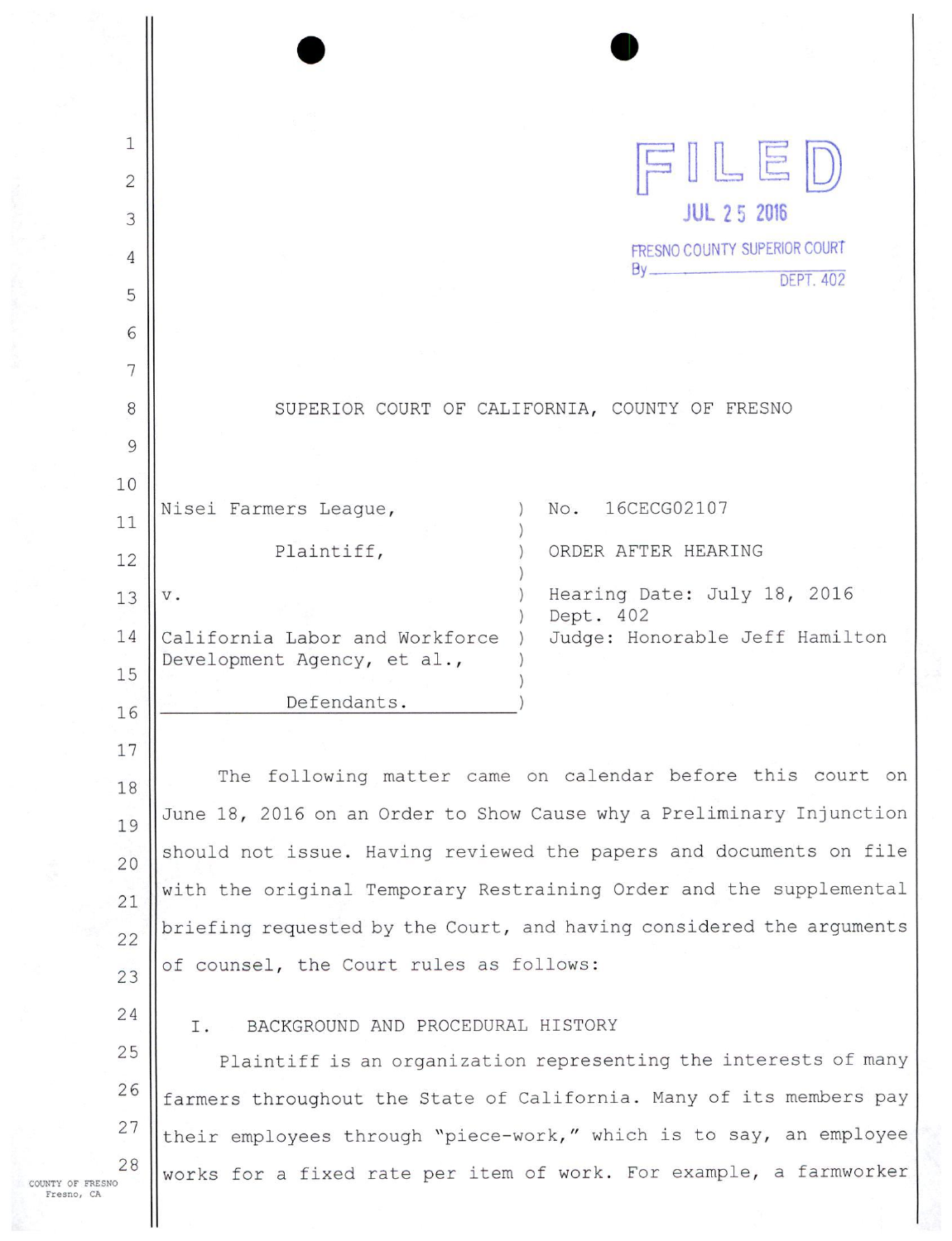FILED
JUL 25 2016
FRESNO COUNTY SUPERIOR COURT
By ________________ DEPT. 402

SUPERIOR COURT OF CALIFORNIA, COUNTY OF FRESNO

| | |
|---|---|
| Nisei Farmers League,<br><br>Plaintiff,<br><br>v.<br><br>California Labor and Workforce Development Agency, et al.,<br><br>Defendants. | No. 16CECG02107<br><br>ORDER AFTER HEARING<br><br>Hearing Date: July 18, 2016<br>Dept. 402<br>Judge: Honorable Jeff Hamilton |

The following matter came on calendar before this court on June 18, 2016 on an Order to Show Cause why a Preliminary Injunction should not issue. Having reviewed the papers and documents on file with the original Temporary Restraining Order and the supplemental briefing requested by the Court, and having considered the arguments of counsel, the Court rules as follows:

## I. BACKGROUND AND PROCEDURAL HISTORY

Plaintiff is an organization representing the interests of many farmers throughout the State of California. Many of its members pay their employees through "piece-work," which is to say, an employee works for a fixed rate per item of work. For example, a farmworker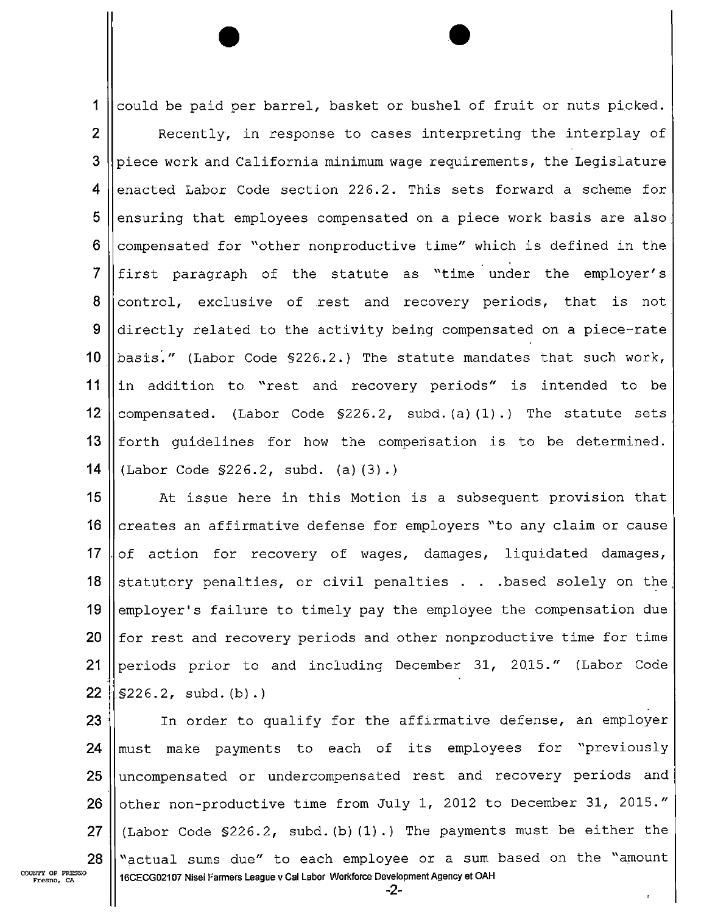could be paid per barrel, basket or bushel of fruit or nuts picked.

Recently, in response to cases interpreting the interplay of piece work and California minimum wage requirements, the Legislature enacted Labor Code section 226.2. This sets forward a scheme for ensuring that employees compensated on a piece work basis are also compensated for "other nonproductive time" which is defined in the first paragraph of the statute as "time under the employer's control, exclusive of rest and recovery periods, that is not directly related to the activity being compensated on a piece-rate basis." (Labor Code §226.2.) The statute mandates that such work, in addition to "rest and recovery periods" is intended to be compensated. (Labor Code §226.2, subd.(a)(1).) The statute sets forth guidelines for how the compensation is to be determined. (Labor Code §226.2, subd. (a)(3).)

At issue here in this Motion is a subsequent provision that creates an affirmative defense for employers "to any claim or cause of action for recovery of wages, damages, liquidated damages, statutory penalties, or civil penalties . . .based solely on the employer's failure to timely pay the employee the compensation due for rest and recovery periods and other nonproductive time for time periods prior to and including December 31, 2015." (Labor Code §226.2, subd.(b).)

In order to qualify for the affirmative defense, an employer must make payments to each of its employees for "previously uncompensated or undercompensated rest and recovery periods and other non-productive time from July 1, 2012 to December 31, 2015." (Labor Code §226.2, subd.(b)(1).) The payments must be either the "actual sums due" to each employee or a sum based on the "amount

16CECG02107 Nisei Farmers League v Cal Labor Workforce Development Agency et OAH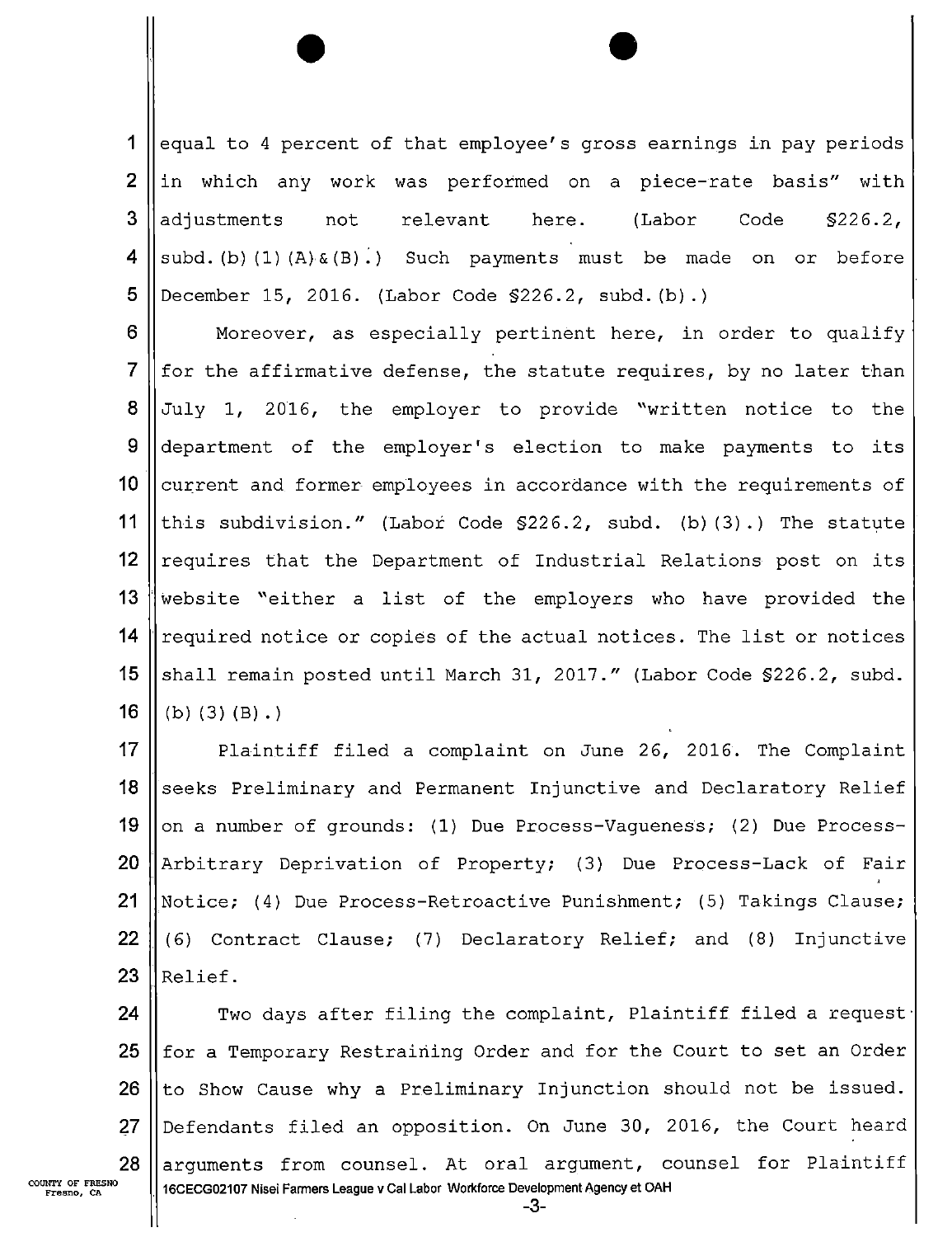equal to 4 percent of that employee's gross earnings in pay periods in which any work was performed on a piece-rate basis" with adjustments not relevant here. (Labor Code §226.2, subd.(b)(1)(A)&(B).) Such payments must be made on or before December 15, 2016. (Labor Code §226.2, subd.(b).)

Moreover, as especially pertinent here, in order to qualify for the affirmative defense, the statute requires, by no later than July 1, 2016, the employer to provide "written notice to the department of the employer's election to make payments to its current and former employees in accordance with the requirements of this subdivision." (Labor Code §226.2, subd. (b)(3).) The statute requires that the Department of Industrial Relations post on its website "either a list of the employers who have provided the required notice or copies of the actual notices. The list or notices shall remain posted until March 31, 2017." (Labor Code §226.2, subd. (b)(3)(B).)

Plaintiff filed a complaint on June 26, 2016. The Complaint seeks Preliminary and Permanent Injunctive and Declaratory Relief on a number of grounds: (1) Due Process-Vagueness; (2) Due Process-Arbitrary Deprivation of Property; (3) Due Process-Lack of Fair Notice; (4) Due Process-Retroactive Punishment; (5) Takings Clause; (6) Contract Clause; (7) Declaratory Relief; and (8) Injunctive Relief.

Two days after filing the complaint, Plaintiff filed a request for a Temporary Restraining Order and for the Court to set an Order to Show Cause why a Preliminary Injunction should not be issued. Defendants filed an opposition. On June 30, 2016, the Court heard arguments from counsel. At oral argument, counsel for Plaintiff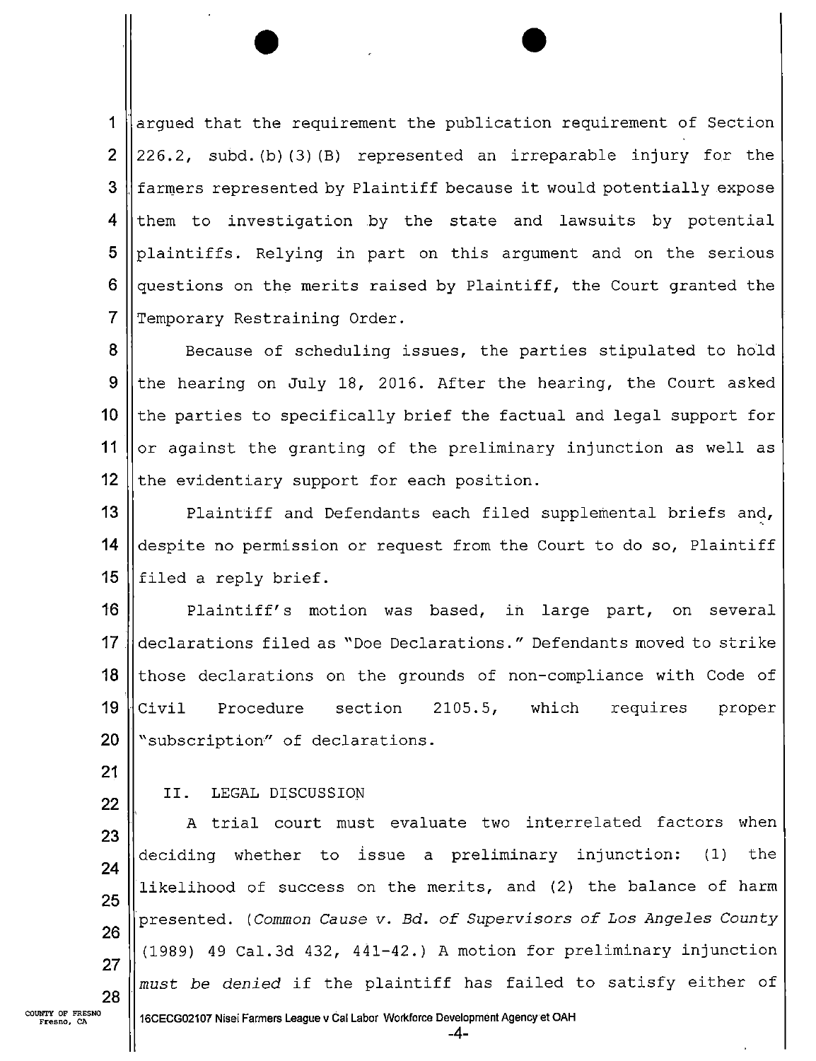argued that the requirement the publication requirement of Section 226.2, subd.(b)(3)(B) represented an irreparable injury for the farmers represented by Plaintiff because it would potentially expose them to investigation by the state and lawsuits by potential plaintiffs. Relying in part on this argument and on the serious questions on the merits raised by Plaintiff, the Court granted the Temporary Restraining Order.

Because of scheduling issues, the parties stipulated to hold the hearing on July 18, 2016. After the hearing, the Court asked the parties to specifically brief the factual and legal support for or against the granting of the preliminary injunction as well as the evidentiary support for each position.

Plaintiff and Defendants each filed supplemental briefs and, despite no permission or request from the Court to do so, Plaintiff filed a reply brief.

Plaintiff's motion was based, in large part, on several declarations filed as "Doe Declarations." Defendants moved to strike those declarations on the grounds of non-compliance with Code of Civil Procedure section 2105.5, which requires proper "subscription" of declarations.

## II. LEGAL DISCUSSION

A trial court must evaluate two interrelated factors when deciding whether to issue a preliminary injunction: (1) the likelihood of success on the merits, and (2) the balance of harm presented. (*Common Cause v. Bd. of Supervisors of Los Angeles County* (1989) 49 Cal.3d 432, 441-42.) A motion for preliminary injunction *must be denied* if the plaintiff has failed to satisfy either of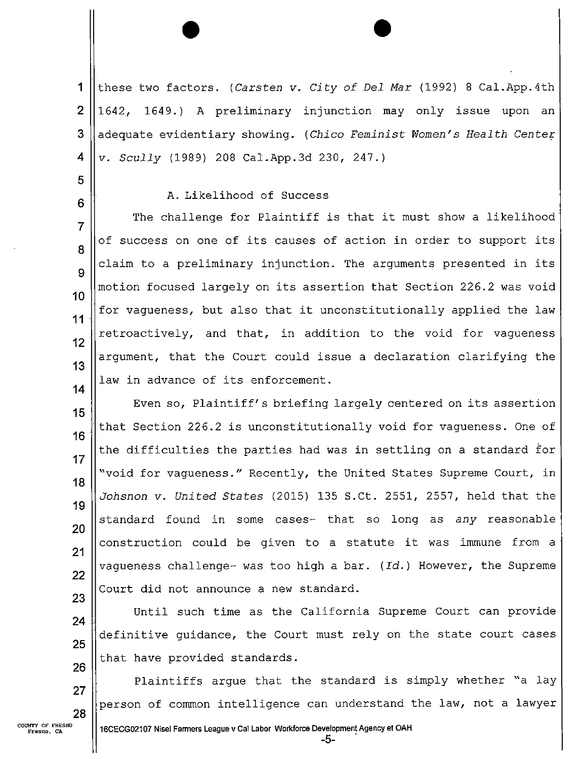these two factors. (*Carsten v. City of Del Mar* (1992) 8 Cal.App.4th 1642, 1649.) A preliminary injunction may only issue upon an adequate evidentiary showing. (*Chico Feminist Women's Health Center v. Scully* (1989) 208 Cal.App.3d 230, 247.)

A. Likelihood of Success

The challenge for Plaintiff is that it must show a likelihood of success on one of its causes of action in order to support its claim to a preliminary injunction. The arguments presented in its motion focused largely on its assertion that Section 226.2 was void for vagueness, but also that it unconstitutionally applied the law retroactively, and that, in addition to the void for vagueness argument, that the Court could issue a declaration clarifying the law in advance of its enforcement.

Even so, Plaintiff's briefing largely centered on its assertion that Section 226.2 is unconstitutionally void for vagueness. One of the difficulties the parties had was in settling on a standard for "void for vagueness." Recently, the United States Supreme Court, in *Johsnon v. United States* (2015) 135 S.Ct. 2551, 2557, held that the standard found in some cases- that so long as *any* reasonable construction could be given to a statute it was immune from a vagueness challenge- was too high a bar. (*Id.*) However, the Supreme Court did not announce a new standard.

Until such time as the California Supreme Court can provide definitive guidance, the Court must rely on the state court cases that have provided standards.

Plaintiffs argue that the standard is simply whether "a lay person of common intelligence can understand the law, not a lawyer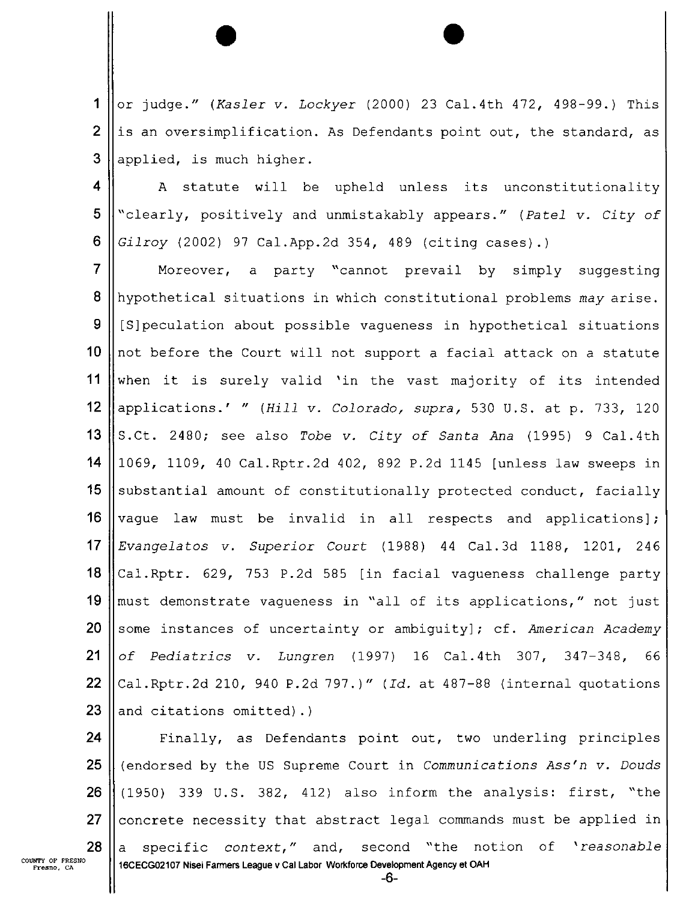or judge." (*Kasler v. Lockyer* (2000) 23 Cal.4th 472, 498-99.) This is an oversimplification. As Defendants point out, the standard, as applied, is much higher.

A statute will be upheld unless its unconstitutionality "clearly, positively and unmistakably appears." (*Patel v. City of Gilroy* (2002) 97 Cal.App.2d 354, 489 (citing cases).)

Moreover, a party "cannot prevail by simply suggesting hypothetical situations in which constitutional problems *may* arise. [S]peculation about possible vagueness in hypothetical situations not before the Court will not support a facial attack on a statute when it is surely valid 'in the vast majority of its intended applications.' " (*Hill v. Colorado, supra,* 530 U.S. at p. 733, 120 S.Ct. 2480; see also *Tobe v. City of Santa Ana* (1995) 9 Cal.4th 1069, 1109, 40 Cal.Rptr.2d 402, 892 P.2d 1145 [unless law sweeps in substantial amount of constitutionally protected conduct, facially vague law must be invalid in all respects and applications]; *Evangelatos v. Superior Court* (1988) 44 Cal.3d 1188, 1201, 246 Cal.Rptr. 629, 753 P.2d 585 [in facial vagueness challenge party must demonstrate vagueness in "all of its applications," not just some instances of uncertainty or ambiguity]; cf. *American Academy of Pediatrics v. Lungren* (1997) 16 Cal.4th 307, 347-348, 66 Cal.Rptr.2d 210, 940 P.2d 797.)" (*Id.* at 487-88 (internal quotations and citations omitted).)

Finally, as Defendants point out, two underling principles (endorsed by the US Supreme Court in *Communications Ass'n v. Douds* (1950) 339 U.S. 382, 412) also inform the analysis: first, "the concrete necessity that abstract legal commands must be applied in a specific *context*," and, second "the notion of '*reasonable*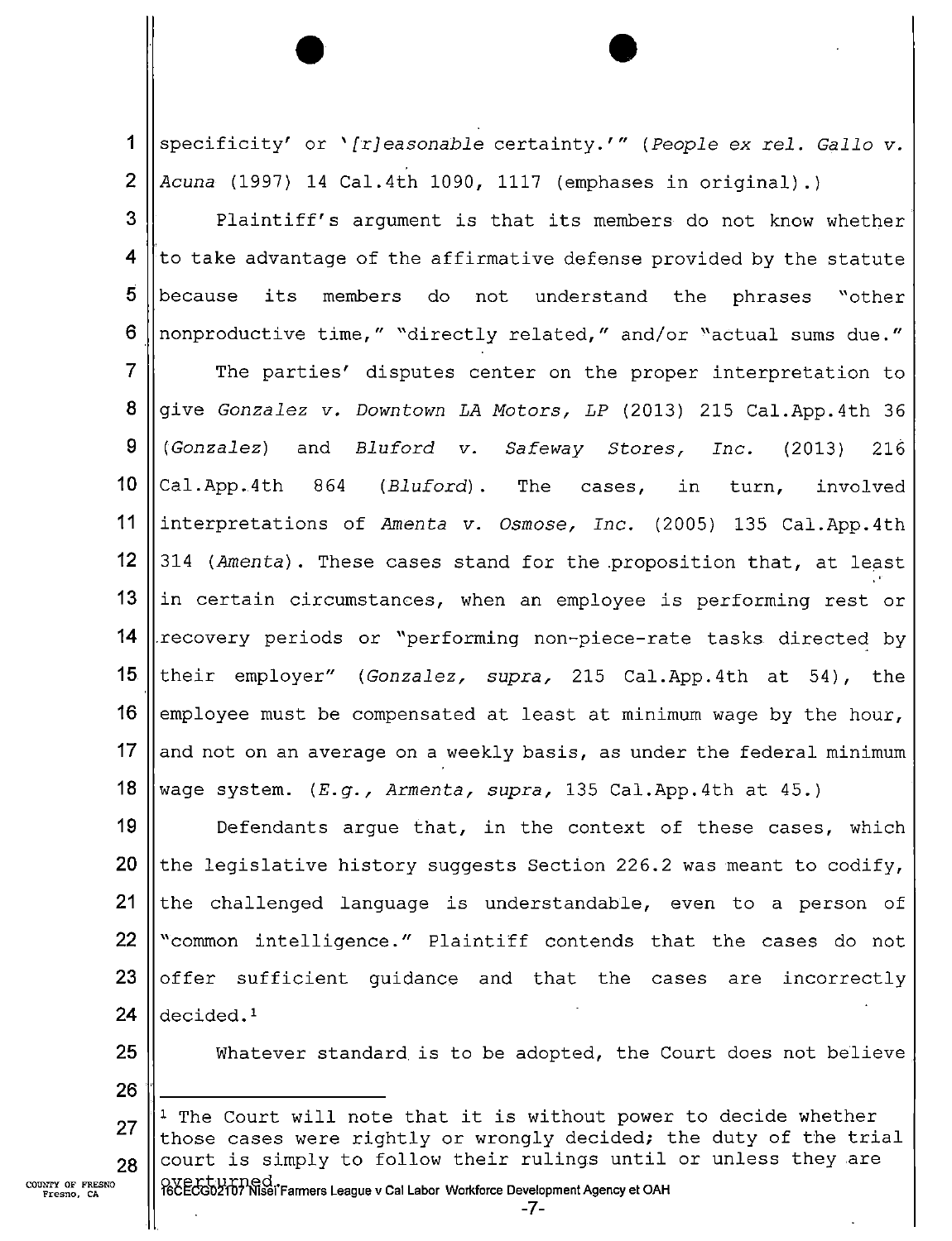specificity' or '*[r]easonable* certainty.'" (*People ex rel. Gallo v. Acuna* (1997) 14 Cal.4th 1090, 1117 (emphases in original).)

Plaintiff's argument is that its members do not know whether to take advantage of the affirmative defense provided by the statute because its members do not understand the phrases "other nonproductive time," "directly related," and/or "actual sums due."

The parties' disputes center on the proper interpretation to give *Gonzalez v. Downtown LA Motors, LP* (2013) 215 Cal.App.4th 36 (*Gonzalez*) and *Bluford v. Safeway Stores, Inc.* (2013) 216 Cal.App.4th 864 (*Bluford*). The cases, in turn, involved interpretations of *Amenta v. Osmose, Inc.* (2005) 135 Cal.App.4th 314 (*Amenta*). These cases stand for the proposition that, at least in certain circumstances, when an employee is performing rest or recovery periods or "performing non-piece-rate tasks directed by their employer" (*Gonzalez, supra,* 215 Cal.App.4th at 54), the employee must be compensated at least at minimum wage by the hour, and not on an average on a weekly basis, as under the federal minimum wage system. (*E.g., Armenta, supra,* 135 Cal.App.4th at 45.)

Defendants argue that, in the context of these cases, which the legislative history suggests Section 226.2 was meant to codify, the challenged language is understandable, even to a person of "common intelligence." Plaintiff contends that the cases do not offer sufficient guidance and that the cases are incorrectly decided.[1]

Whatever standard is to be adopted, the Court does not believe

---

[1] The Court will note that it is without power to decide whether those cases were rightly or wrongly decided; the duty of the trial court is simply to follow their rulings until or unless they are overturned.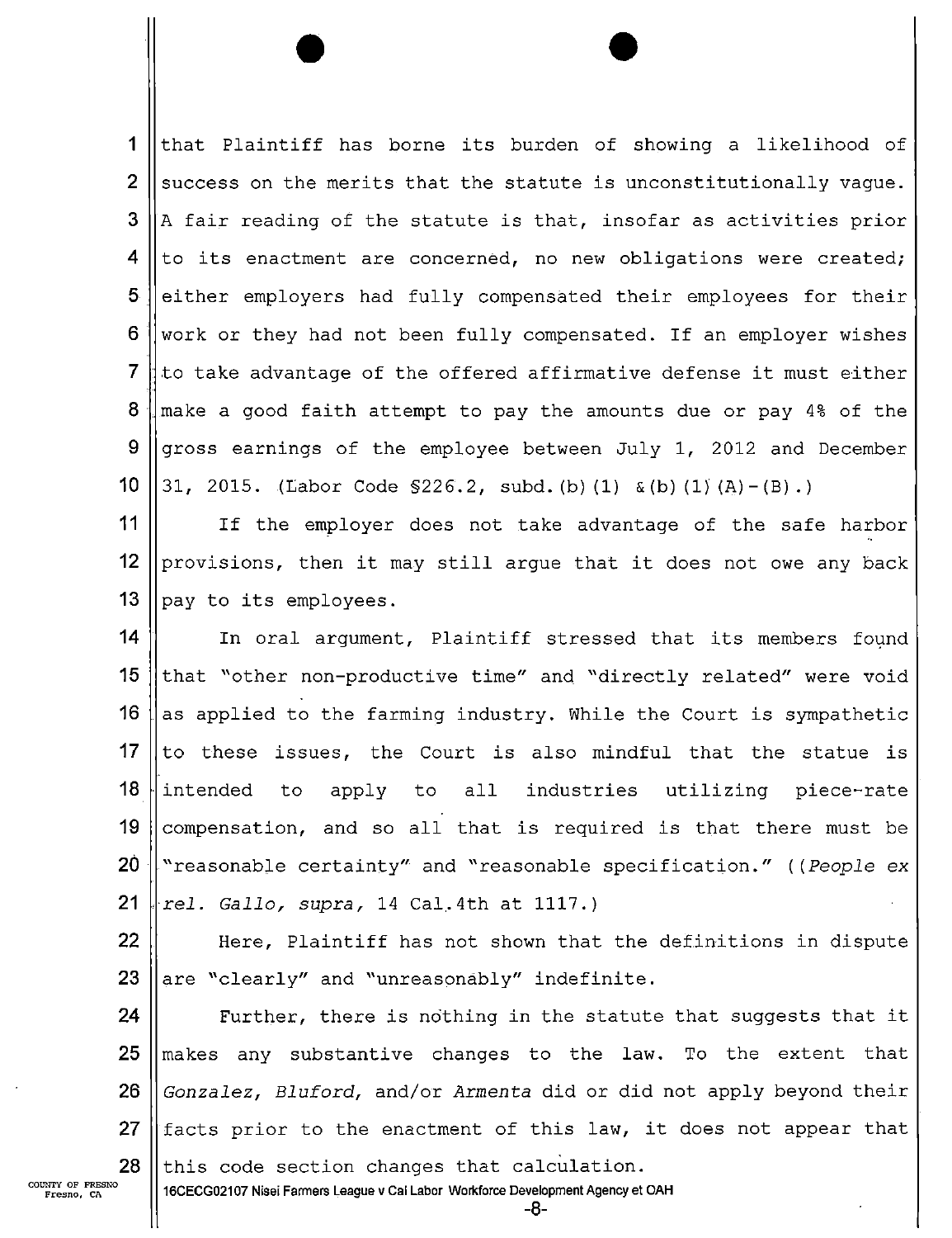that Plaintiff has borne its burden of showing a likelihood of success on the merits that the statute is unconstitutionally vague. A fair reading of the statute is that, insofar as activities prior to its enactment are concerned, no new obligations were created; either employers had fully compensated their employees for their work or they had not been fully compensated. If an employer wishes to take advantage of the offered affirmative defense it must either make a good faith attempt to pay the amounts due or pay 4% of the gross earnings of the employee between July 1, 2012 and December 31, 2015. (Labor Code §226.2, subd.(b)(1) &(b)(1)(A)-(B).)

If the employer does not take advantage of the safe harbor provisions, then it may still argue that it does not owe any back pay to its employees.

In oral argument, Plaintiff stressed that its members found that "other non-productive time" and "directly related" were void as applied to the farming industry. While the Court is sympathetic to these issues, the Court is also mindful that the statue is intended to apply to all industries utilizing piece-rate compensation, and so all that is required is that there must be "reasonable certainty" and "reasonable specification." ((*People ex rel. Gallo, supra,* 14 Cal.4th at 1117.)

Here, Plaintiff has not shown that the definitions in dispute are "clearly" and "unreasonably" indefinite.

Further, there is nothing in the statute that suggests that it makes any substantive changes to the law. To the extent that *Gonzalez, Bluford,* and/or *Armenta* did or did not apply beyond their facts prior to the enactment of this law, it does not appear that this code section changes that calculation.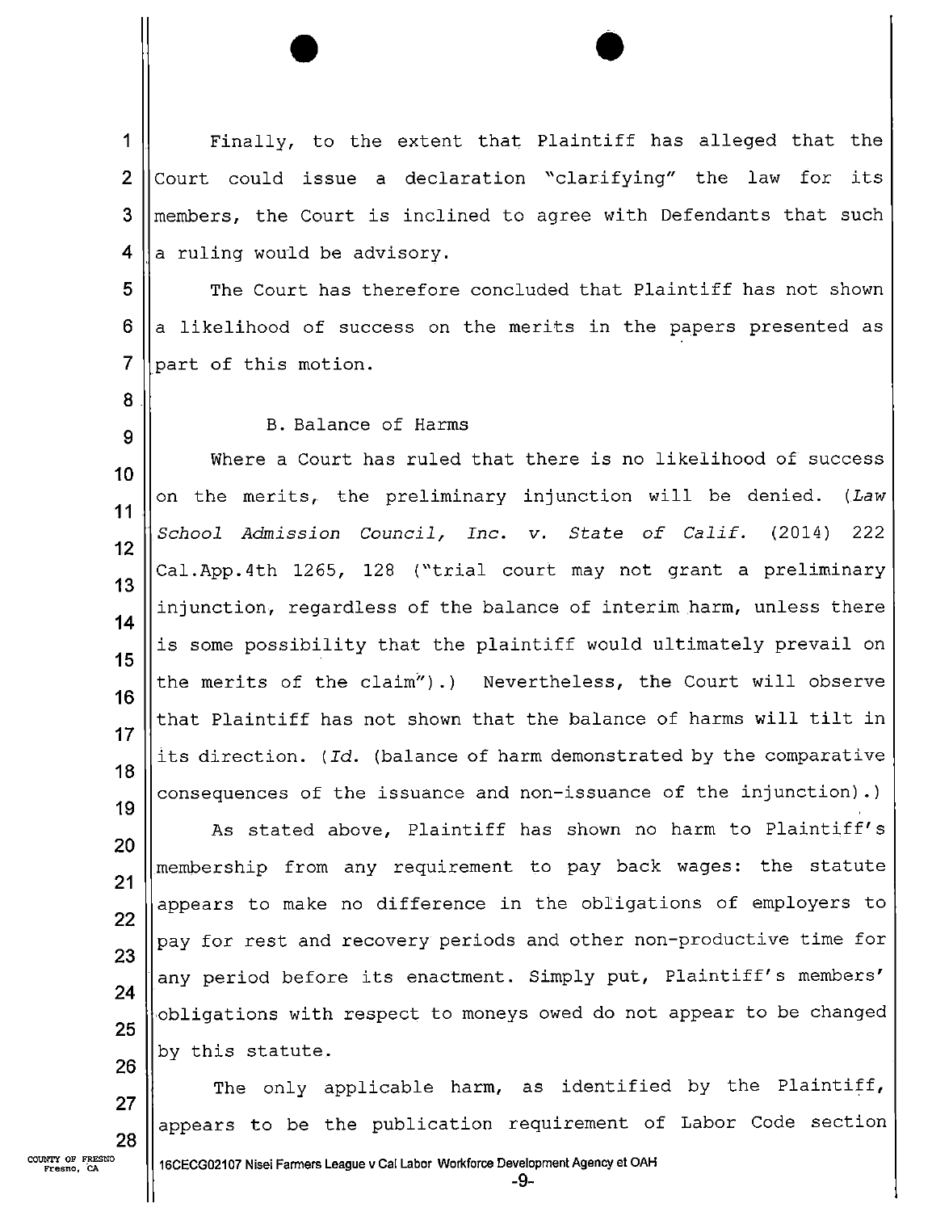Finally, to the extent that Plaintiff has alleged that the Court could issue a declaration "clarifying" the law for its members, the Court is inclined to agree with Defendants that such a ruling would be advisory.

The Court has therefore concluded that Plaintiff has not shown a likelihood of success on the merits in the papers presented as part of this motion.

B. Balance of Harms

Where a Court has ruled that there is no likelihood of success on the merits, the preliminary injunction will be denied. (*Law School Admission Council, Inc. v. State of Calif.* (2014) 222 Cal.App.4th 1265, 128 ("trial court may not grant a preliminary injunction, regardless of the balance of interim harm, unless there is some possibility that the plaintiff would ultimately prevail on the merits of the claim").) Nevertheless, the Court will observe that Plaintiff has not shown that the balance of harms will tilt in its direction. (*Id.* (balance of harm demonstrated by the comparative consequences of the issuance and non-issuance of the injunction).)

As stated above, Plaintiff has shown no harm to Plaintiff's membership from any requirement to pay back wages: the statute appears to make no difference in the obligations of employers to pay for rest and recovery periods and other non-productive time for any period before its enactment. Simply put, Plaintiff's members' obligations with respect to moneys owed do not appear to be changed by this statute.

The only applicable harm, as identified by the Plaintiff, appears to be the publication requirement of Labor Code section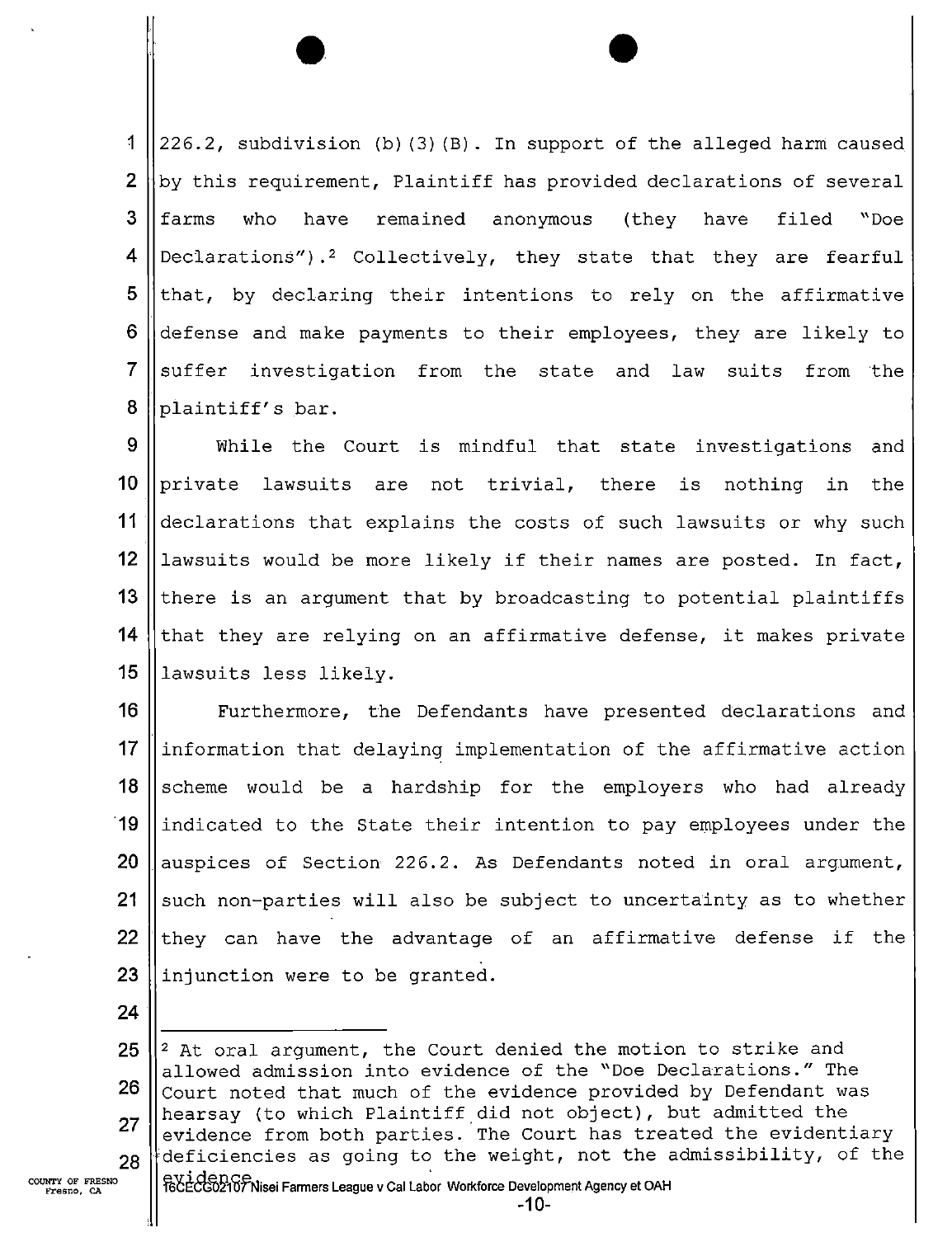226.2, subdivision (b)(3)(B). In support of the alleged harm caused by this requirement, Plaintiff has provided declarations of several farms who have remained anonymous (they have filed "Doe Declarations").[2] Collectively, they state that they are fearful that, by declaring their intentions to rely on the affirmative defense and make payments to their employees, they are likely to suffer investigation from the state and law suits from the plaintiff's bar.

While the Court is mindful that state investigations and private lawsuits are not trivial, there is nothing in the declarations that explains the costs of such lawsuits or why such lawsuits would be more likely if their names are posted. In fact, there is an argument that by broadcasting to potential plaintiffs that they are relying on an affirmative defense, it makes private lawsuits less likely.

Furthermore, the Defendants have presented declarations and information that delaying implementation of the affirmative action scheme would be a hardship for the employers who had already indicated to the State their intention to pay employees under the auspices of Section 226.2. As Defendants noted in oral argument, such non-parties will also be subject to uncertainty as to whether they can have the advantage of an affirmative defense if the injunction were to be granted.

---

[2] At oral argument, the Court denied the motion to strike and allowed admission into evidence of the "Doe Declarations." The Court noted that much of the evidence provided by Defendant was hearsay (to which Plaintiff did not object), but admitted the evidence from both parties. The Court has treated the evidentiary deficiencies as going to the weight, not the admissibility, of the evidence.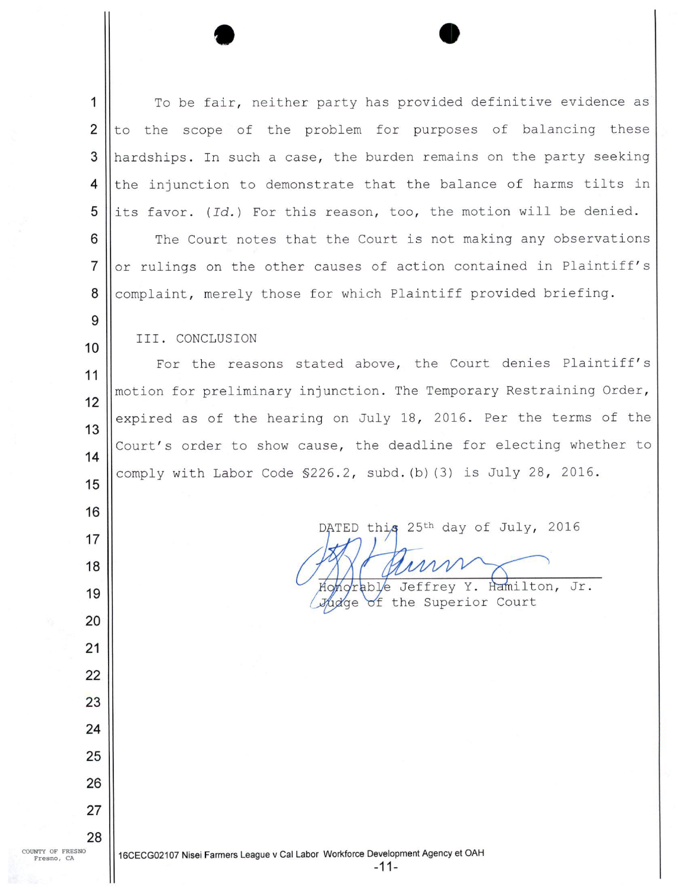To be fair, neither party has provided definitive evidence as to the scope of the problem for purposes of balancing these hardships. In such a case, the burden remains on the party seeking the injunction to demonstrate that the balance of harms tilts in its favor. (*Id.*) For this reason, too, the motion will be denied.

The Court notes that the Court is not making any observations or rulings on the other causes of action contained in Plaintiff's complaint, merely those for which Plaintiff provided briefing.

## III. CONCLUSION

For the reasons stated above, the Court denies Plaintiff's motion for preliminary injunction. The Temporary Restraining Order, expired as of the hearing on July 18, 2016. Per the terms of the Court's order to show cause, the deadline for electing whether to comply with Labor Code §226.2, subd.(b)(3) is July 28, 2016.

DATED this 25th day of July, 2016

Honorable Jeffrey Y. Hamilton, Jr.
Judge of the Superior Court

16CECG02107 Nisei Farmers League v Cal Labor Workforce Development Agency et OAH